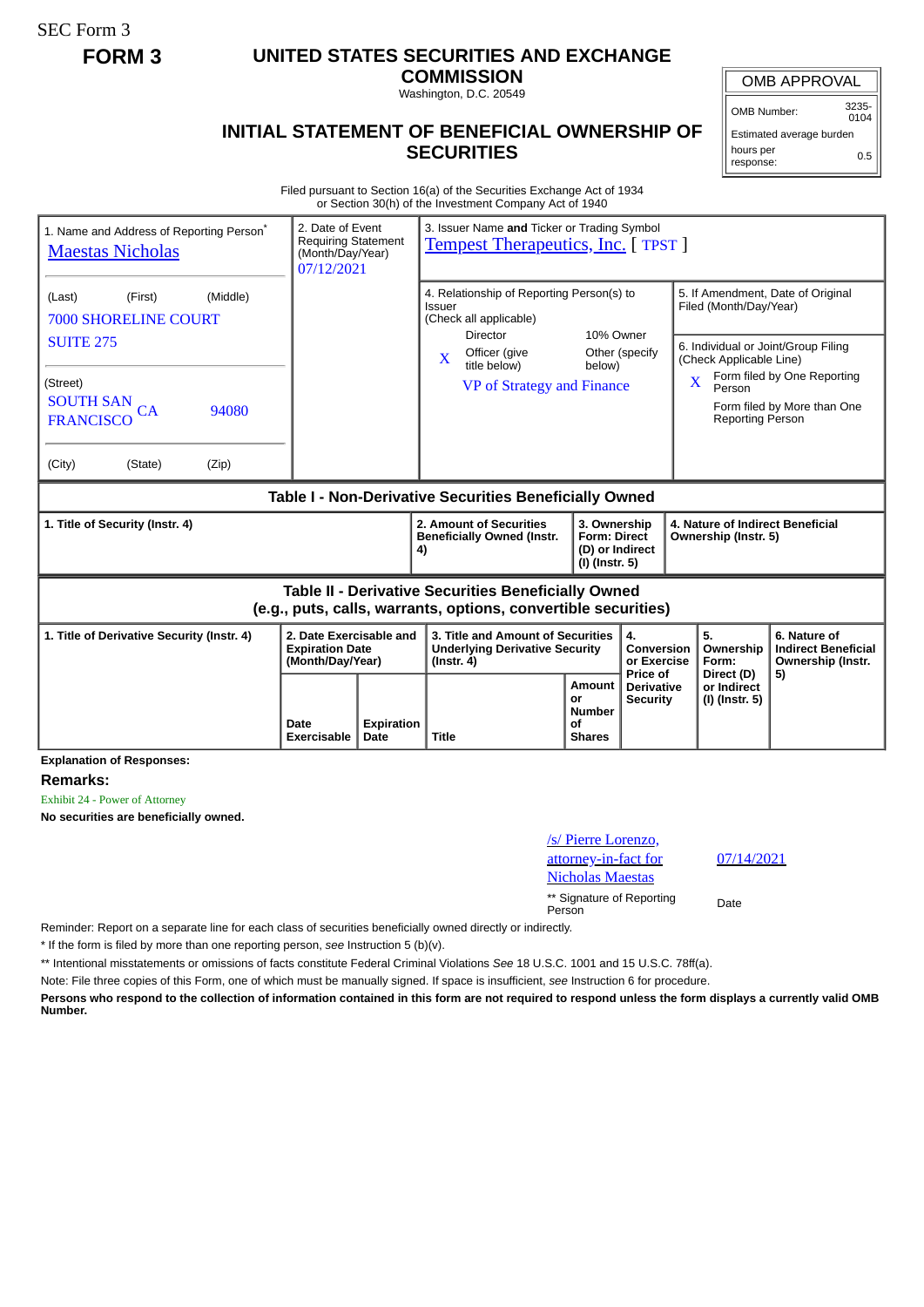SEC Form 3

**FORM 3**

# UNITED STATES SECURITIES AND EXCHANGE COMMISSION

Washington, D.C. 20549

## INITIAL STATEMENT OF BENEFICIAL OWNERSHIP OF SECURITIES

| OMB APPROVAL | |
|---|---|
| OMB Number: | 3235-0104 |
| Estimated average burden | |
| hours per response: | 0.5 |

Filed pursuant to Section 16(a) of the Securities Exchange Act of 1934 or Section 30(h) of the Investment Company Act of 1940

| 1. Name and Address of Reporting Person* | 2. Date of Event Requiring Statement (Month/Day/Year) | 3. Issuer Name **and** Ticker or Trading Symbol |
|---|---|---|
| Maestas Nicholas | 07/12/2021 | Tempest Therapeutics, Inc. [ TPST ] |
| (Last) (First) (Middle) 7000 SHORELINE COURT SUITE 275 | | 4. Relationship of Reporting Person(s) to Issuer (Check all applicable): Director; 10% Owner; X Officer (give title below); Other (specify below) — VP of Strategy and Finance |
| (Street) SOUTH SAN FRANCISCO CA 94080 | | 5. If Amendment, Date of Original Filed (Month/Day/Year) |
| (City) (State) (Zip) | | 6. Individual or Joint/Group Filing (Check Applicable Line): X Form filed by One Reporting Person; Form filed by More than One Reporting Person |

**Table I - Non-Derivative Securities Beneficially Owned**

| 1. Title of Security (Instr. 4) | 2. Amount of Securities Beneficially Owned (Instr. 4) | 3. Ownership Form: Direct (D) or Indirect (I) (Instr. 5) | 4. Nature of Indirect Beneficial Ownership (Instr. 5) |
|---|---|---|---|

**Table II - Derivative Securities Beneficially Owned (e.g., puts, calls, warrants, options, convertible securities)**

| 1. Title of Derivative Security (Instr. 4) | 2. Date Exercisable and Expiration Date (Month/Day/Year) | | 3. Title and Amount of Securities Underlying Derivative Security (Instr. 4) | | 4. Conversion or Exercise Price of Derivative Security | 5. Ownership Form: Direct (D) or Indirect (I) (Instr. 5) | 6. Nature of Indirect Beneficial Ownership (Instr. 5) |
|---|---|---|---|---|---|---|---|
| | Date Exercisable | Expiration Date | Title | Amount or Number of Shares | | | |

**Explanation of Responses:**

**Remarks:**

Exhibit 24 - Power of Attorney

**No securities are beneficially owned.**

| /s/ Pierre Lorenzo, attorney-in-fact for Nicholas Maestas | 07/14/2021 |
|---|---|
| ** Signature of Reporting Person | Date |

Reminder: Report on a separate line for each class of securities beneficially owned directly or indirectly.

\* If the form is filed by more than one reporting person, *see* Instruction 5 (b)(v).

** Intentional misstatements or omissions of facts constitute Federal Criminal Violations *See* 18 U.S.C. 1001 and 15 U.S.C. 78ff(a).

Note: File three copies of this Form, one of which must be manually signed. If space is insufficient, *see* Instruction 6 for procedure.

**Persons who respond to the collection of information contained in this form are not required to respond unless the form displays a currently valid OMB Number.**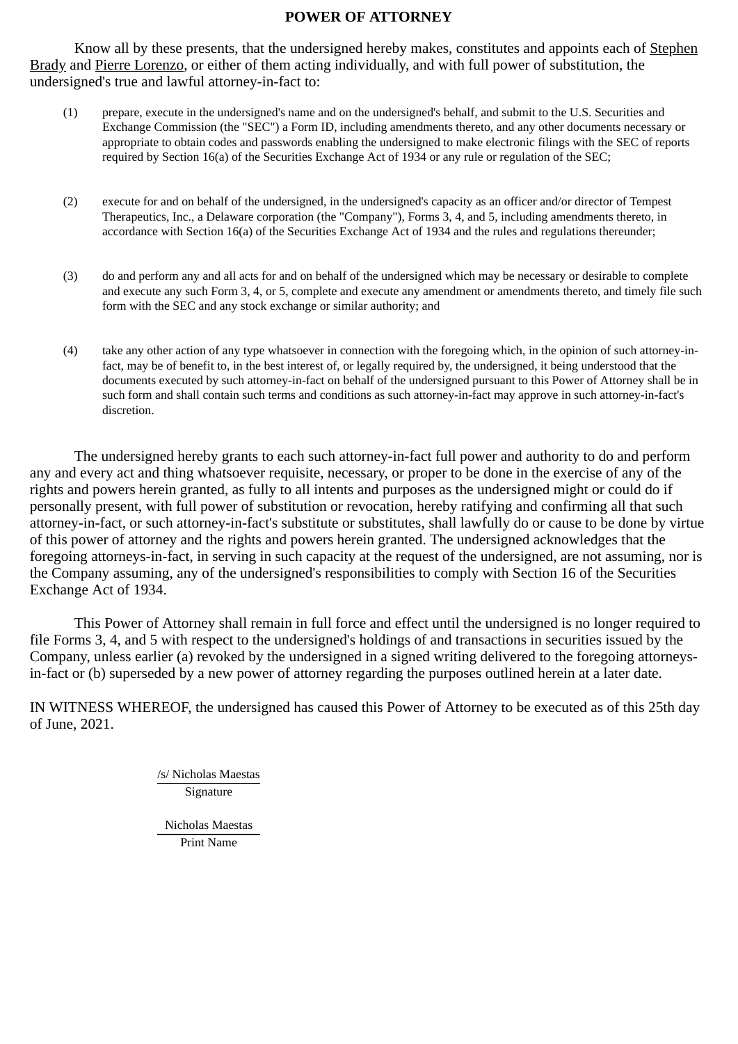# POWER OF ATTORNEY

Know all by these presents, that the undersigned hereby makes, constitutes and appoints each of Stephen Brady and Pierre Lorenzo, or either of them acting individually, and with full power of substitution, the undersigned's true and lawful attorney-in-fact to:

(1) prepare, execute in the undersigned's name and on the undersigned's behalf, and submit to the U.S. Securities and Exchange Commission (the "SEC") a Form ID, including amendments thereto, and any other documents necessary or appropriate to obtain codes and passwords enabling the undersigned to make electronic filings with the SEC of reports required by Section 16(a) of the Securities Exchange Act of 1934 or any rule or regulation of the SEC;

(2) execute for and on behalf of the undersigned, in the undersigned's capacity as an officer and/or director of Tempest Therapeutics, Inc., a Delaware corporation (the "Company"), Forms 3, 4, and 5, including amendments thereto, in accordance with Section 16(a) of the Securities Exchange Act of 1934 and the rules and regulations thereunder;

(3) do and perform any and all acts for and on behalf of the undersigned which may be necessary or desirable to complete and execute any such Form 3, 4, or 5, complete and execute any amendment or amendments thereto, and timely file such form with the SEC and any stock exchange or similar authority; and

(4) take any other action of any type whatsoever in connection with the foregoing which, in the opinion of such attorney-in-fact, may be of benefit to, in the best interest of, or legally required by, the undersigned, it being understood that the documents executed by such attorney-in-fact on behalf of the undersigned pursuant to this Power of Attorney shall be in such form and shall contain such terms and conditions as such attorney-in-fact may approve in such attorney-in-fact's discretion.

The undersigned hereby grants to each such attorney-in-fact full power and authority to do and perform any and every act and thing whatsoever requisite, necessary, or proper to be done in the exercise of any of the rights and powers herein granted, as fully to all intents and purposes as the undersigned might or could do if personally present, with full power of substitution or revocation, hereby ratifying and confirming all that such attorney-in-fact, or such attorney-in-fact's substitute or substitutes, shall lawfully do or cause to be done by virtue of this power of attorney and the rights and powers herein granted. The undersigned acknowledges that the foregoing attorneys-in-fact, in serving in such capacity at the request of the undersigned, are not assuming, nor is the Company assuming, any of the undersigned's responsibilities to comply with Section 16 of the Securities Exchange Act of 1934.

This Power of Attorney shall remain in full force and effect until the undersigned is no longer required to file Forms 3, 4, and 5 with respect to the undersigned's holdings of and transactions in securities issued by the Company, unless earlier (a) revoked by the undersigned in a signed writing delivered to the foregoing attorneys-in-fact or (b) superseded by a new power of attorney regarding the purposes outlined herein at a later date.

IN WITNESS WHEREOF, the undersigned has caused this Power of Attorney to be executed as of this 25th day of June, 2021.

/s/ Nicholas Maestas
Signature

Nicholas Maestas
Print Name